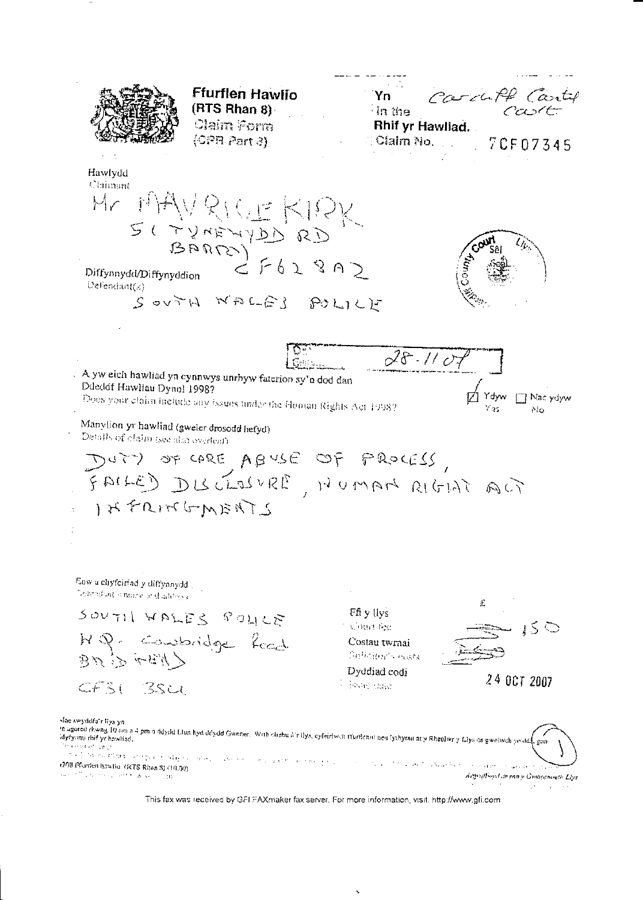**Ffurflen Hawlio**
**(RTS Rhan 8)**
Claim Form
(CPR Part 8)

Yn
In the Cardiff County Court

Rhif yr Hawliad.
Claim No. 7CF07345

Hawlydd
Claimant

Mr MAURICE KIRK
51 TYNEWYDD RD
BARRY
CF62 8AZ

Diffynnydd/Diffynyddion
Defendant(s)

SOUTH WALES POLICE

28.11.07

A yw eich hawliad yn cynnwys unrhyw faterion sy'n dod dan Ddeddf Hawliau Dynol 1998?
Does your claim include any issues under the Human Rights Act 1998?

☑ Ydyw Yes ☐ Nac ydyw No

Manylion yr hawliad (gweler drosodd hefyd)
Details of claim (see also overleaf)

DUTY OF CARE ABUSE OF PROCESS, FAILED DISCLOSURE, HUMAN RIGHT ACT INFRINGMENTS

Enw a chyfeiriad y diffynnydd
Defendant's name and address

SOUTH WALES POLICE
H.Q. Cowbridge Road
BRIDGEND
CF31 3SU

| | £ |
|---|---|
| Ffi y llys<br>Court fee | 150 |
| Costau twrnai<br>Solicitor's costs | |
| Dyddiad codi<br>Issue date | 24 OCT 2007 |

Mae swyddfa'r llys yn ... ar agored rhwng 10 am a 4 pm o ddydd Llun hyd ddydd Gwener. Wrth ohebu â'r llys, cyfeiriwch ffurflenni neu lythyrau at y Rheolwr y Llys os gwelwch yn dda, gan ddyfynnu rhif yr hawliad.

N208 Ffurflen hawlio (RTS Rhan 8) (10.00)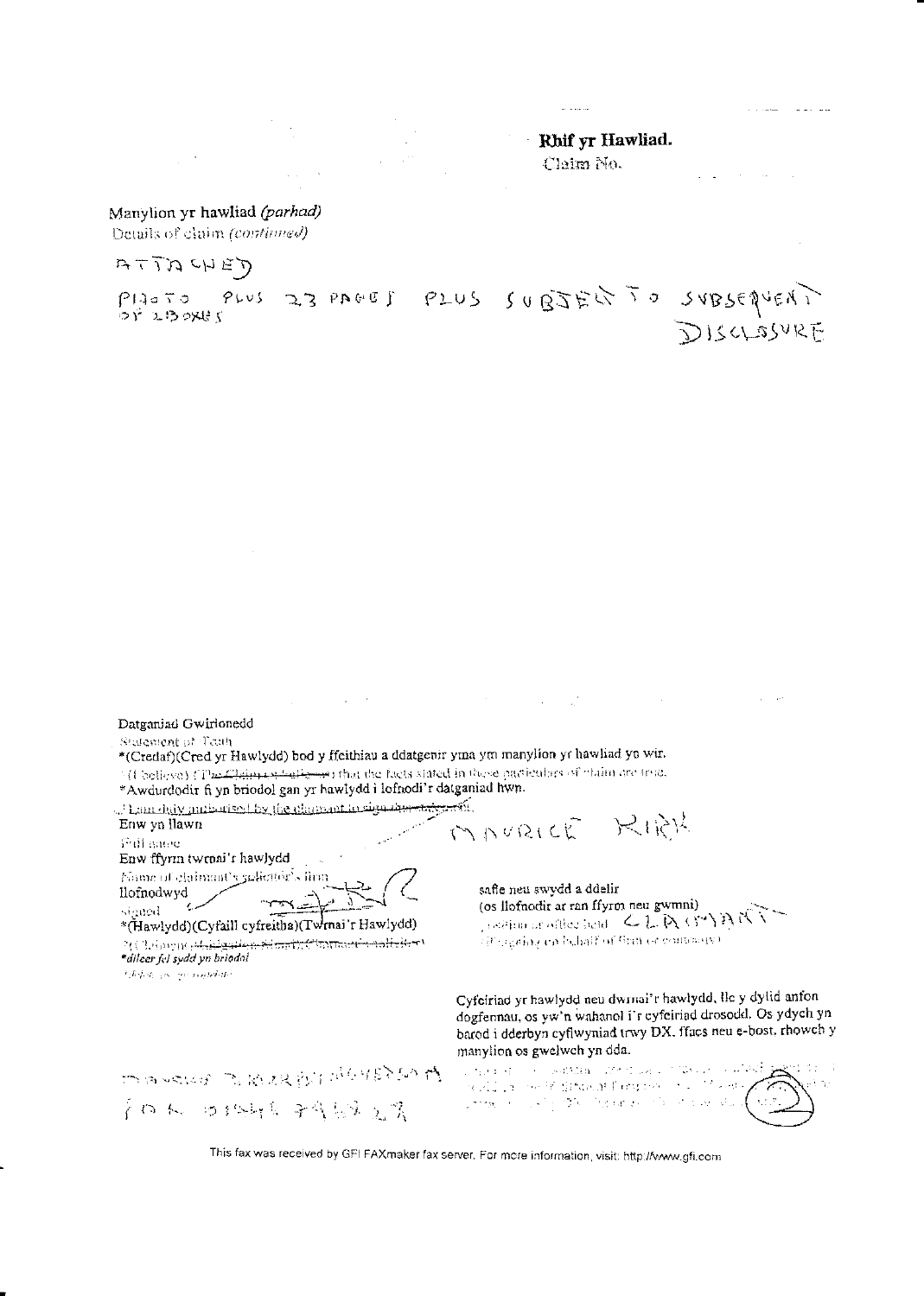**Rhif yr Hawliad.**
Claim No.

Manylion yr hawliad *(parhad)*
Details of claim *(continued)*

ATTACHED

PHOTO PLUS 23 PAGES PLUS SUBJECT TO SUBSEQUENT DISCLOSURE OF 2 BOXES

Datganiad Gwirionedd
Statement of Truth
*(Credaf)(Cred yr Hawlydd) bod y ffeithiau a ddatgenir yma ym manylion yr hawliad yn wir.
*(I believe) (~~The Claimant believes~~) that the facts stated in these particulars of claim are true.
*Awdurdodir fi yn briodol gan yr hawlydd i lofnodi'r datganiad hwn.
~~*I am duly authorised by the claimant to sign this statement.~~

Enw yn llawn
Full name MAURICE KIRK

Enw ffyrm twrnai'r hawlydd
Name of claimant's solicitor's firm

llofnodwyd
signed

*(Hawlydd)(Cyfaill cyfreitha)(Twrnai'r Hawlydd)
*(Claimant)(~~Litigation friend~~)(~~Claimant's solicitor~~)
*dileer fel sydd yn briodol
*delete as appropriate

safle neu swydd a ddelir
(os llofnodir ar ran ffyrm neu gwmni)
position or office held CLAIMANT
(if signing on behalf of firm or company)

Cyfeiriad yr hawlydd neu dwrnai'r hawlydd, lle y dylid anfon dogfennau, os yw'n wahanol i'r cyfeiriad drosodd. Os ydych yn barod i dderbyn cyflwyniad trwy DX, ffacs neu e-bost, rhowch y manylion os gwelwch yn dda.

MAURICE KIRK BVSC

FOR ORDER ????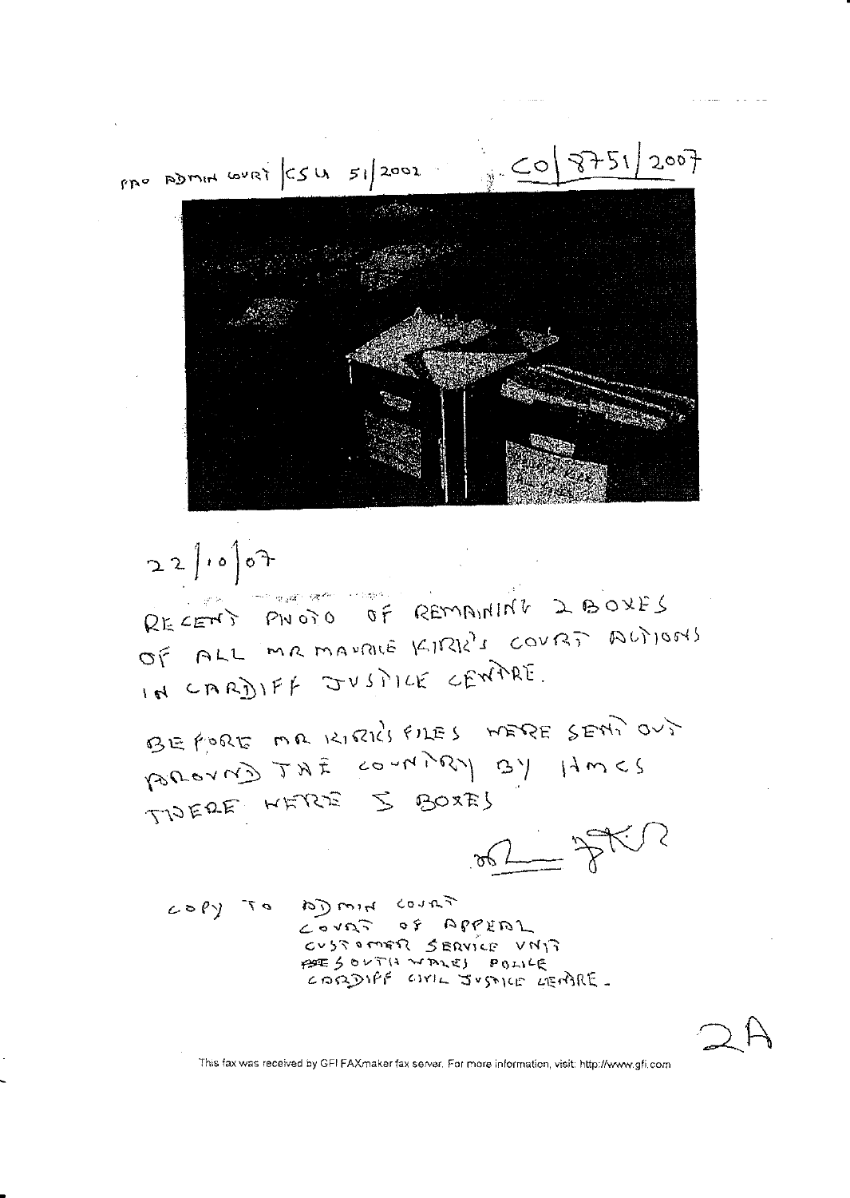PAO ADMIN COURT | CSU 51/2002 CO/8751/2007

22/10/07

RECENT PHOTO OF REMAINING 2 BOXES OF ALL MR MAURICE KIRK'S COURT ACTIONS IN CARDIFF JUSTICE CENTRE.

BEFORE MR KIRK'S FILES WERE SENT OUT AROUND THE COUNTRY BY HMCS THERE WERE 5 BOXES

COPY TO ADMIN COURT
COURT OF APPEAL
CUSTOMER SERVICE UNIT
SOUTH WALES POLICE
CARDIFF CIVIL JUSTICE CENTRE.

2A

This fax was received by GFI FAXmaker fax server. For more information, visit: http://www.gfi.com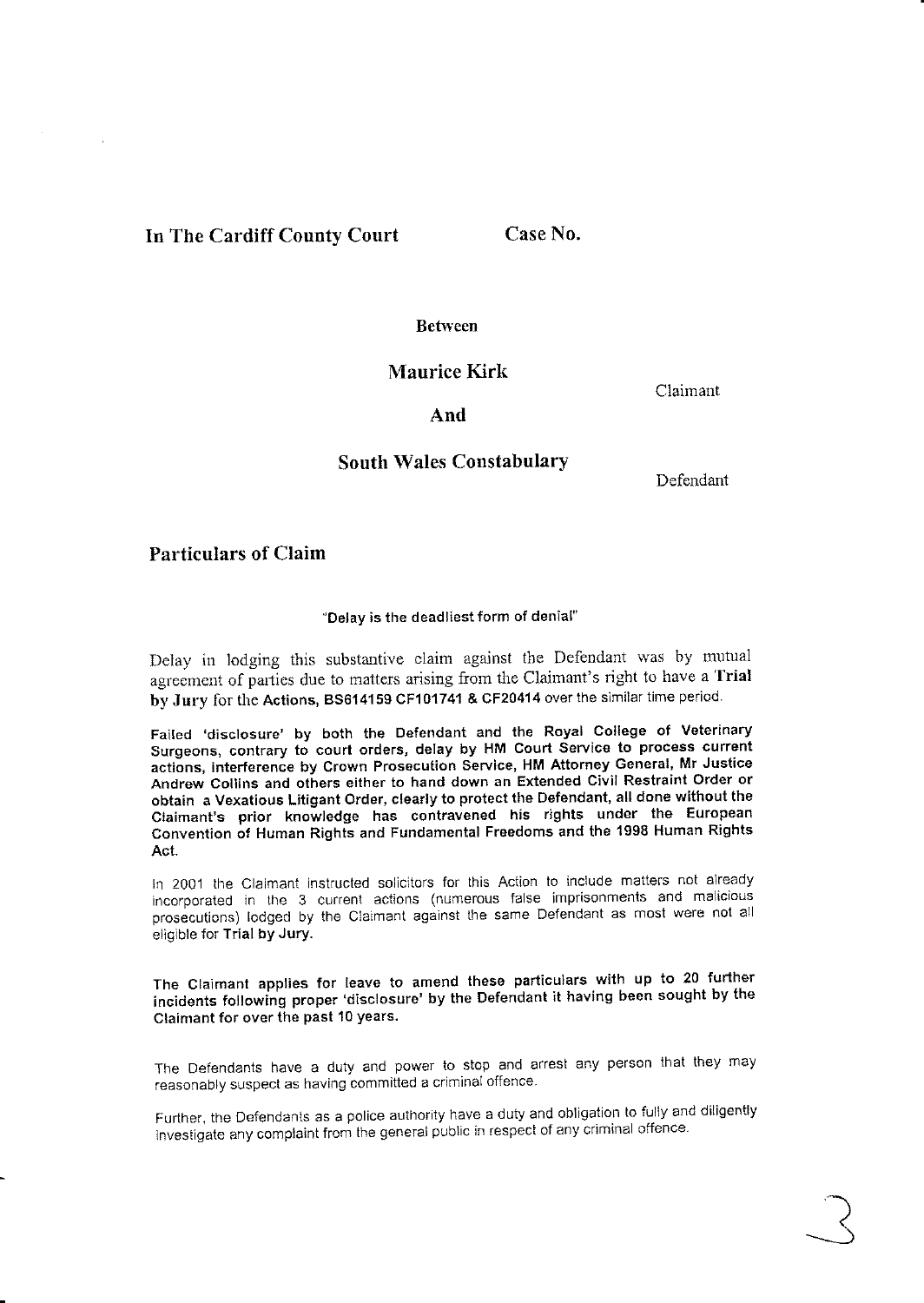**In The Cardiff County Court** **Case No.**

**Between**

**Maurice Kirk**

Claimant

**And**

**South Wales Constabulary**

Defendant

## Particulars of Claim

**"Delay is the deadliest form of denial"**

Delay in lodging this substantive claim against the Defendant was by mutual agreement of parties due to matters arising from the Claimant's right to have a **Trial by Jury** for the **Actions, BS614159 CF101741 & CF20414** over the similar time period.

**Failed 'disclosure' by both the Defendant and the Royal College of Veterinary Surgeons, contrary to court orders, delay by HM Court Service to process current actions, interference by Crown Prosecution Service, HM Attorney General, Mr Justice Andrew Collins and others either to hand down an Extended Civil Restraint Order or obtain a Vexatious Litigant Order, clearly to protect the Defendant, all done without the Claimant's prior knowledge has contravened his rights under the European Convention of Human Rights and Fundamental Freedoms and the 1998 Human Rights Act.**

In 2001 the Claimant instructed solicitors for this Action to include matters not already incorporated in the 3 current actions (numerous false imprisonments and malicious prosecutions) lodged by the Claimant against the same Defendant as most were not all eligible for **Trial by Jury.**

**The Claimant applies for leave to amend these particulars with up to 20 further incidents following proper 'disclosure' by the Defendant it having been sought by the Claimant for over the past 10 years.**

The Defendants have a duty and power to stop and arrest any person that they may reasonably suspect as having committed a criminal offence.

Further, the Defendants as a police authority have a duty and obligation to fully and diligently investigate any complaint from the general public in respect of any criminal offence.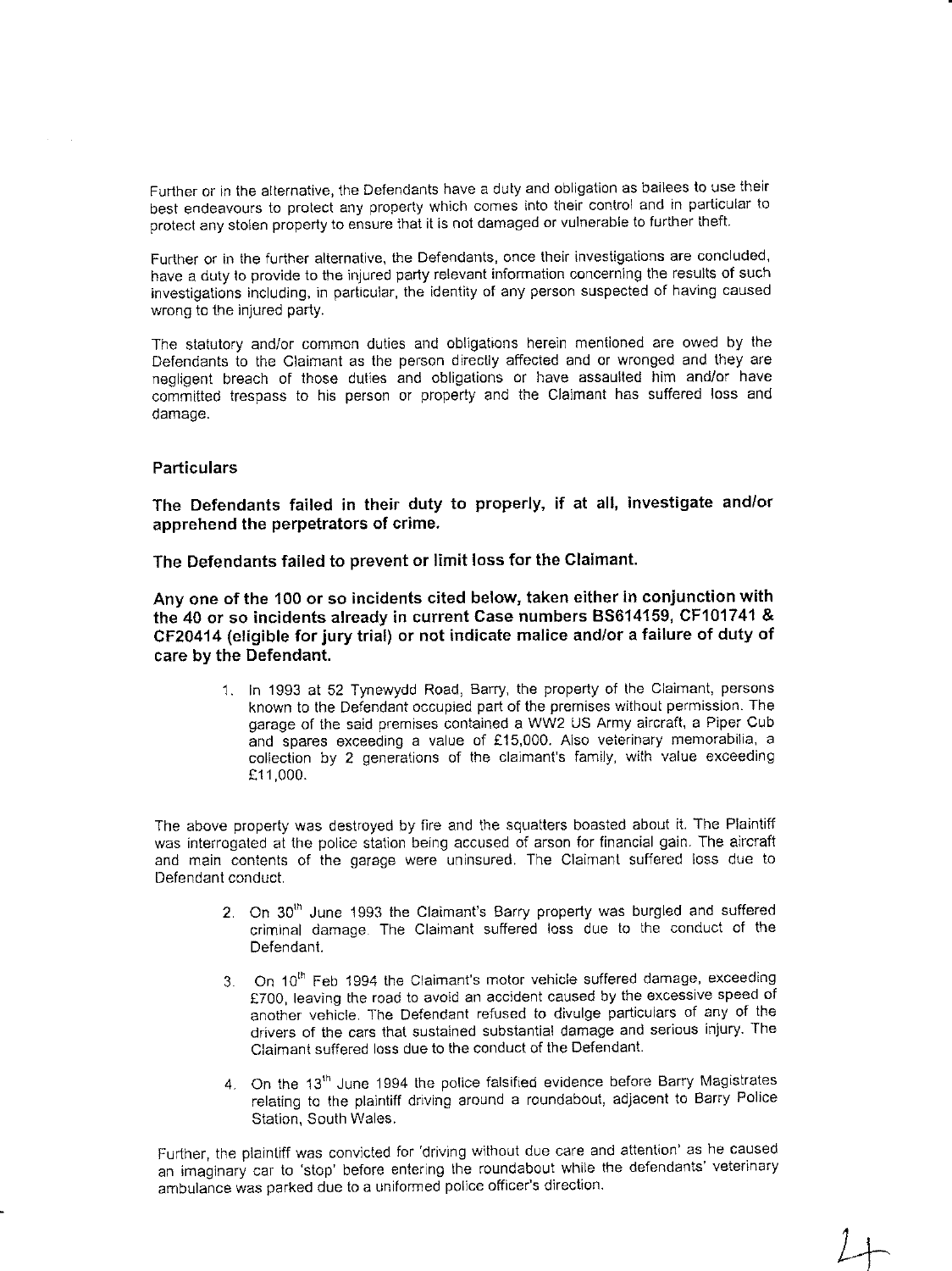Further or in the alternative, the Defendants have a duty and obligation as bailees to use their best endeavours to protect any property which comes into their control and in particular to protect any stolen property to ensure that it is not damaged or vulnerable to further theft.

Further or in the further alternative, the Defendants, once their investigations are concluded, have a duty to provide to the injured party relevant information concerning the results of such investigations including, in particular, the identity of any person suspected of having caused wrong to the injured party.

The statutory and/or common duties and obligations herein mentioned are owed by the Defendants to the Claimant as the person directly affected and or wronged and they are negligent breach of those duties and obligations or have assaulted him and/or have committed trespass to his person or property and the Claimant has suffered loss and damage.

## Particulars

**The Defendants failed in their duty to properly, if at all, investigate and/or apprehend the perpetrators of crime.**

**The Defendants failed to prevent or limit loss for the Claimant.**

**Any one of the 100 or so incidents cited below, taken either in conjunction with the 40 or so incidents already in current Case numbers BS614159, CF101741 & CF20414 (eligible for jury trial) or not indicate malice and/or a failure of duty of care by the Defendant.**

1. In 1993 at 52 Tynewydd Road, Barry, the property of the Claimant, persons known to the Defendant occupied part of the premises without permission. The garage of the said premises contained a WW2 US Army aircraft, a Piper Cub and spares exceeding a value of £15,000. Also veterinary memorabilia, a collection by 2 generations of the claimant's family, with value exceeding £11,000.

The above property was destroyed by fire and the squatters boasted about it. The Plaintiff was interrogated at the police station being accused of arson for financial gain. The aircraft and main contents of the garage were uninsured. The Claimant suffered loss due to Defendant conduct.

2. On 30th June 1993 the Claimant's Barry property was burgled and suffered criminal damage. The Claimant suffered loss due to the conduct of the Defendant.

3. On 10th Feb 1994 the Claimant's motor vehicle suffered damage, exceeding £700, leaving the road to avoid an accident caused by the excessive speed of another vehicle. The Defendant refused to divulge particulars of any of the drivers of the cars that sustained substantial damage and serious injury. The Claimant suffered loss due to the conduct of the Defendant.

4. On the 13th June 1994 the police falsified evidence before Barry Magistrates relating to the plaintiff driving around a roundabout, adjacent to Barry Police Station, South Wales.

Further, the plaintiff was convicted for 'driving without due care and attention' as he caused an imaginary car to 'stop' before entering the roundabout while the defendants' veterinary ambulance was parked due to a uniformed police officer's direction.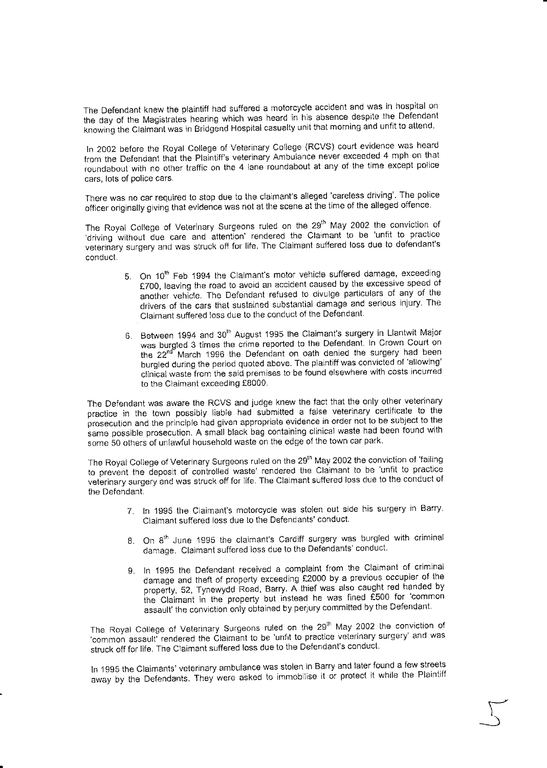The Defendant knew the plaintiff had suffered a motorcycle accident and was in hospital on the day of the Magistrates hearing which was heard in his absence despite the Defendant knowing the Claimant was in Bridgend Hospital casualty unit that morning and unfit to attend.

In 2002 before the Royal College of Veterinary College (RCVS) court evidence was heard from the Defendant that the Plaintiff's veterinary Ambulance never exceeded 4 mph on that roundabout with no other traffic on the 4 lane roundabout at any of the time except police cars, lots of police cars.

There was no car required to stop due to the claimant's alleged 'careless driving'. The police officer originally giving that evidence was not at the scene at the time of the alleged offence.

The Royal College of Veterinary Surgeons ruled on the 29th May 2002 the conviction of 'driving without due care and attention' rendered the Claimant to be 'unfit to practice veterinary surgery and was struck off for life. The Claimant suffered loss due to defendant's conduct.

5. On 10th Feb 1994 the Claimant's motor vehicle suffered damage, exceeding £700, leaving the road to avoid an accident caused by the excessive speed of another vehicle. The Defendant refused to divulge particulars of any of the drivers of the cars that sustained substantial damage and serious injury. The Claimant suffered loss due to the conduct of the Defendant.

6. Between 1994 and 30th August 1995 the Claimant's surgery in Llantwit Major was burgled 3 times the crime reported to the Defendant. In Crown Court on the 22nd March 1996 the Defendant on oath denied the surgery had been burgled during the period quoted above. The plaintiff was convicted of 'allowing' clinical waste from the said premises to be found elsewhere with costs incurred to the Claimant exceeding £8000.

The Defendant was aware the RCVS and judge knew the fact that the only other veterinary practice in the town possibly liable had submitted a false veterinary certificate to the prosecution and the principle had given appropriate evidence in order not to be subject to the same possible prosecution. A small black bag containing clinical waste had been found with some 50 others of unlawful household waste on the edge of the town car park.

The Royal College of Veterinary Surgeons ruled on the 29th May 2002 the conviction of 'failing to prevent the deposit of controlled waste' rendered the Claimant to be 'unfit to practice veterinary surgery and was struck off for life. The Claimant suffered loss due to the conduct of the Defendant.

7. In 1995 the Claimant's motorcycle was stolen out side his surgery in Barry. Claimant suffered loss due to the Defendants' conduct.

8. On 8th June 1995 the claimant's Cardiff surgery was burgled with criminal damage. Claimant suffered loss due to the Defendants' conduct.

9. In 1995 the Defendant received a complaint from the Claimant of criminal damage and theft of property exceeding £2000 by a previous occupier of the property, 52, Tynewydd Road, Barry. A thief was also caught red handed by the Claimant in the property but instead he was fined £500 for 'common assault' the conviction only obtained by perjury committed by the Defendant.

The Royal College of Veterinary Surgeons ruled on the 29th May 2002 the conviction of 'common assault' rendered the Claimant to be 'unfit to practice veterinary surgery' and was struck off for life. The Claimant suffered loss due to the Defendant's conduct.

In 1995 the Claimants' veterinary ambulance was stolen in Barry and later found a few streets away by the Defendants. They were asked to immobilise it or protect it while the Plaintiff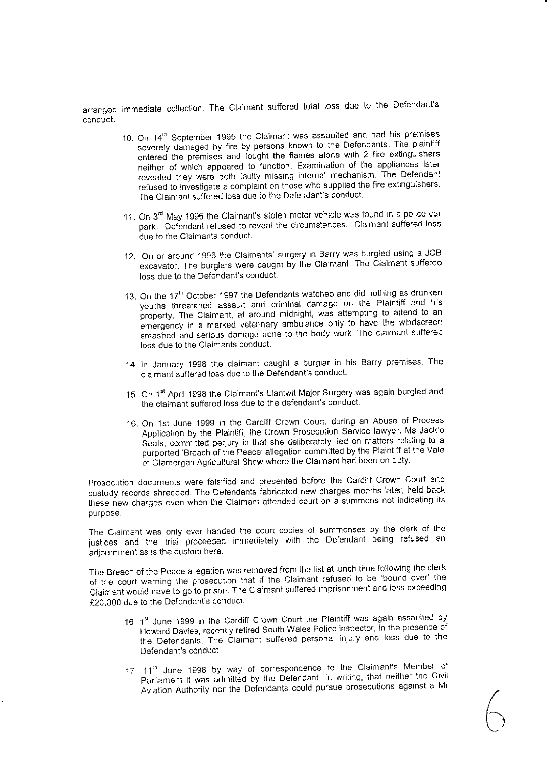arranged immediate collection. The Claimant suffered total loss due to the Defendant's conduct.

10. On 14th September 1995 the Claimant was assaulted and had his premises severely damaged by fire by persons known to the Defendants. The plaintiff entered the premises and fought the flames alone with 2 fire extinguishers neither of which appeared to function. Examination of the appliances later revealed they were both faulty missing internal mechanism. The Defendant refused to investigate a complaint on those who supplied the fire extinguishers. The Claimant suffered loss due to the Defendant's conduct.

11. On 3rd May 1996 the Claimant's stolen motor vehicle was found in a police car park. Defendant refused to reveal the circumstances. Claimant suffered loss due to the Claimants conduct.

12. On or around 1996 the Claimants' surgery in Barry was burgled using a JCB excavator. The burglars were caught by the Claimant. The Claimant suffered loss due to the Defendant's conduct.

13. On the 17th October 1997 the Defendants watched and did nothing as drunken youths threatened assault and criminal damage on the Plaintiff and his property. The Claimant, at around midnight, was attempting to attend to an emergency in a marked veterinary ambulance only to have the windscreen smashed and serious damage done to the body work. The claimant suffered loss due to the Claimants conduct.

14. In January 1998 the claimant caught a burglar in his Barry premises. The claimant suffered loss due to the Defendant's conduct.

15. On 1st April 1998 the Claimant's Llantwit Major Surgery was again burgled and the claimant suffered loss due to the defendant's conduct.

16. On 1st June 1999 in the Cardiff Crown Court, during an Abuse of Process Application by the Plaintiff, the Crown Prosecution Service lawyer, Ms Jackie Seals, committed perjury in that she deliberately lied on matters relating to a purported 'Breach of the Peace' allegation committed by the Plaintiff at the Vale of Glamorgan Agricultural Show where the Claimant had been on duty.

Prosecution documents were falsified and presented before the Cardiff Crown Court and custody records shredded. The Defendants fabricated new charges months later, held back these new charges even when the Claimant attended court on a summons not indicating its purpose.

The Claimant was only ever handed the court copies of summonses by the clerk of the justices and the trial proceeded immediately with the Defendant being refused an adjournment as is the custom here.

The Breach of the Peace allegation was removed from the list at lunch time following the clerk of the court warning the prosecution that if the Claimant refused to be 'bound over' the Claimant would have to go to prison. The Claimant suffered imprisonment and loss exceeding £20,000 due to the Defendant's conduct.

16 1st June 1999 in the Cardiff Crown Court the Plaintiff was again assaulted by Howard Davies, recently retired South Wales Police inspector, in the presence of the Defendants. The Claimant suffered personal injury and loss due to the Defendant's conduct.

17 11th June 1998 by way of correspondence to the Claimant's Member of Parliament it was admitted by the Defendant, in writing, that neither the Civil Aviation Authority nor the Defendants could pursue prosecutions against a Mr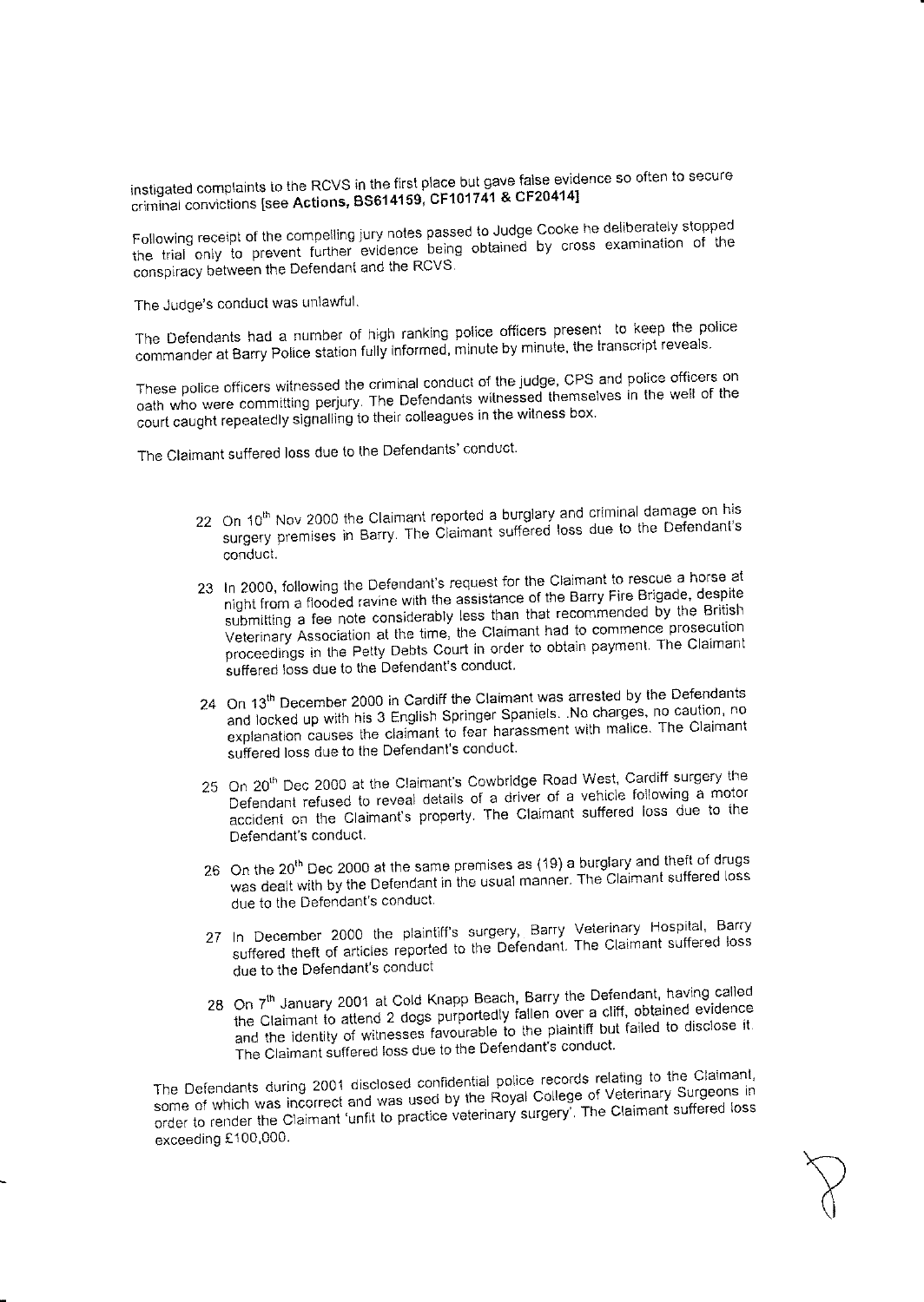instigated complaints to the RCVS in the first place but gave false evidence so often to secure criminal convictions [see **Actions, BS614159, CF101741 & CF20414]**

Following receipt of the compelling jury notes passed to Judge Cooke he deliberately stopped the trial only to prevent further evidence being obtained by cross examination of the conspiracy between the Defendant and the RCVS.

The Judge's conduct was unlawful.

The Defendants had a number of high ranking police officers present to keep the police commander at Barry Police station fully informed, minute by minute, the transcript reveals.

These police officers witnessed the criminal conduct of the judge, CPS and police officers on oath who were committing perjury. The Defendants witnessed themselves in the well of the court caught repeatedly signalling to their colleagues in the witness box.

The Claimant suffered loss due to the Defendants' conduct.

22 On 10th Nov 2000 the Claimant reported a burglary and criminal damage on his surgery premises in Barry. The Claimant suffered loss due to the Defendant's conduct.

23 In 2000, following the Defendant's request for the Claimant to rescue a horse at night from a flooded ravine with the assistance of the Barry Fire Brigade, despite submitting a fee note considerably less than that recommended by the British Veterinary Association at the time, the Claimant had to commence prosecution proceedings in the Petty Debts Court in order to obtain payment. The Claimant suffered loss due to the Defendant's conduct.

24 On 13th December 2000 in Cardiff the Claimant was arrested by the Defendants and locked up with his 3 English Springer Spaniels. .No charges, no caution, no explanation causes the claimant to fear harassment with malice. The Claimant suffered loss due to the Defendant's conduct.

25 On 20th Dec 2000 at the Claimant's Cowbridge Road West, Cardiff surgery the Defendant refused to reveal details of a driver of a vehicle following a motor accident on the Claimant's property. The Claimant suffered loss due to the Defendant's conduct.

26 On the 20th Dec 2000 at the same premises as (19) a burglary and theft of drugs was dealt with by the Defendant in the usual manner. The Claimant suffered loss due to the Defendant's conduct.

27 In December 2000 the plaintiff's surgery, Barry Veterinary Hospital, Barry suffered theft of articles reported to the Defendant. The Claimant suffered loss due to the Defendant's conduct

28 On 7th January 2001 at Cold Knapp Beach, Barry the Defendant, having called the Claimant to attend 2 dogs purportedly fallen over a cliff, obtained evidence and the identity of witnesses favourable to the plaintiff but failed to disclose it. The Claimant suffered loss due to the Defendant's conduct.

The Defendants during 2001 disclosed confidential police records relating to the Claimant, some of which was incorrect and was used by the Royal College of Veterinary Surgeons in order to render the Claimant 'unfit to practice veterinary surgery'. The Claimant suffered loss exceeding £100,000.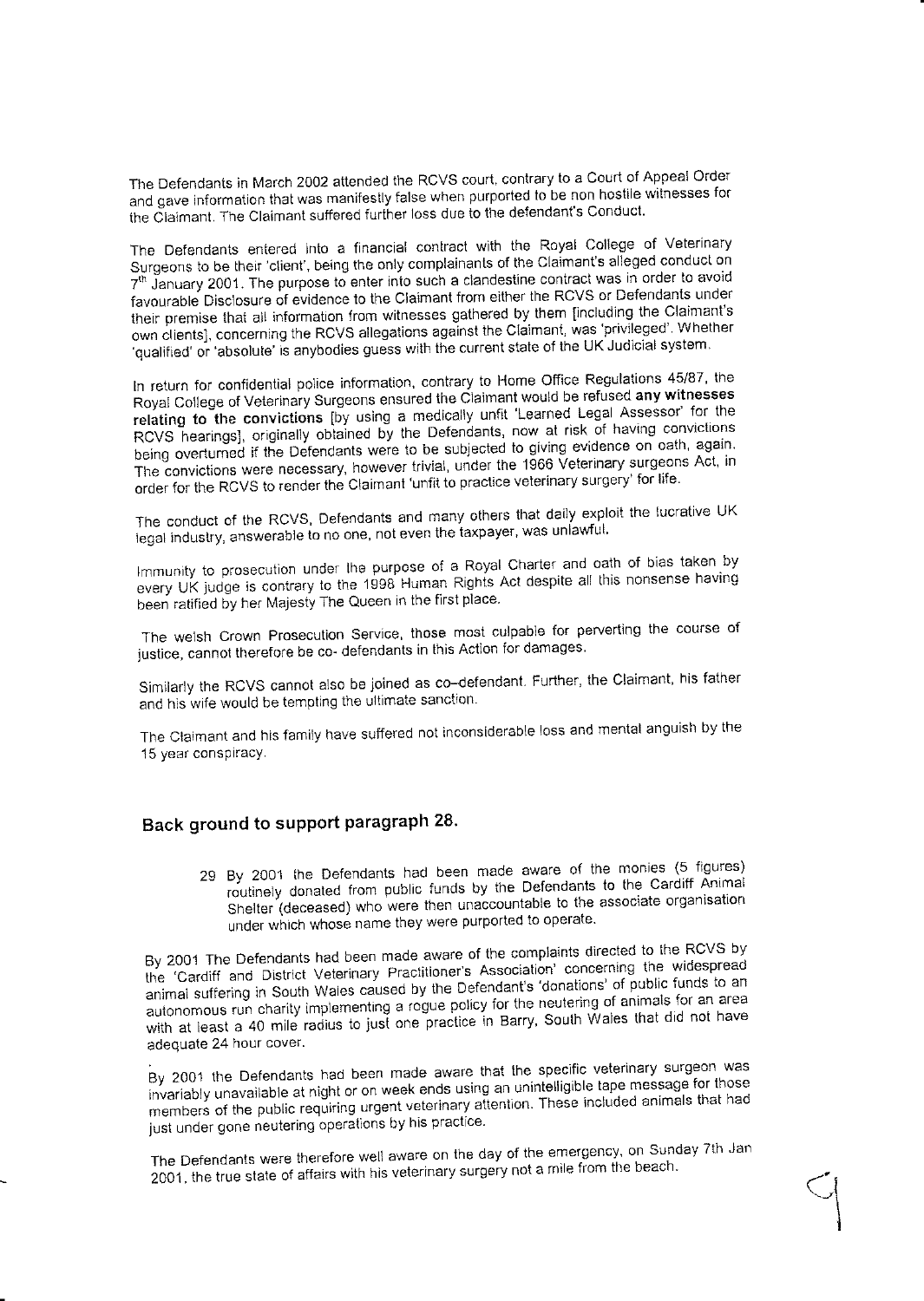The Defendants in March 2002 attended the RCVS court, contrary to a Court of Appeal Order and gave information that was manifestly false when purported to be non hostile witnesses for the Claimant. The Claimant suffered further loss due to the defendant's Conduct.

The Defendants entered into a financial contract with the Royal College of Veterinary Surgeons to be their 'client', being the only complainants of the Claimant's alleged conduct on 7th January 2001. The purpose to enter into such a clandestine contract was in order to avoid favourable Disclosure of evidence to the Claimant from either the RCVS or Defendants under their premise that all information from witnesses gathered by them [including the Claimant's own clients], concerning the RCVS allegations against the Claimant, was 'privileged'. Whether 'qualified' or 'absolute' is anybodies guess with the current state of the UK Judicial system.

In return for confidential police information, contrary to Home Office Regulations 45/87, the Royal College of Veterinary Surgeons ensured the Claimant would be refused **any witnesses relating to the convictions** [by using a medically unfit 'Learned Legal Assessor' for the RCVS hearings], originally obtained by the Defendants, now at risk of having convictions being overturned if the Defendants were to be subjected to giving evidence on oath, again. The convictions were necessary, however trivial, under the 1966 Veterinary surgeons Act, in order for the RCVS to render the Claimant 'unfit to practice veterinary surgery' for life.

The conduct of the RCVS, Defendants and many others that daily exploit the lucrative UK legal industry, answerable to no one, not even the taxpayer, was unlawful.

Immunity to prosecution under the purpose of a Royal Charter and oath of bias taken by every UK judge is contrary to the 1998 Human Rights Act despite all this nonsense having been ratified by her Majesty The Queen in the first place.

The welsh Crown Prosecution Service, those most culpable for perverting the course of justice, cannot therefore be co- defendants in this Action for damages.

Similarly the RCVS cannot also be joined as co–defendant. Further, the Claimant, his father and his wife would be tempting the ultimate sanction.

The Claimant and his family have suffered not inconsiderable loss and mental anguish by the 15 year conspiracy.

## Back ground to support paragraph 28.

29 By 2001 the Defendants had been made aware of the monies (5 figures) routinely donated from public funds by the Defendants to the Cardiff Animal Shelter (deceased) who were then unaccountable to the associate organisation under which whose name they were purported to operate.

By 2001 The Defendants had been made aware of the complaints directed to the RCVS by the 'Cardiff and District Veterinary Practitioner's Association' concerning the widespread animal suffering in South Wales caused by the Defendant's 'donations' of public funds to an autonomous run charity implementing a rogue policy for the neutering of animals for an area with at least a 40 mile radius to just one practice in Barry, South Wales that did not have adequate 24 hour cover.

By 2001 the Defendants had been made aware that the specific veterinary surgeon was invariably unavailable at night or on week ends using an unintelligible tape message for those members of the public requiring urgent veterinary attention. These included animals that had just under gone neutering operations by his practice.

The Defendants were therefore well aware on the day of the emergency, on Sunday 7th Jan 2001, the true state of affairs with his veterinary surgery not a mile from the beach.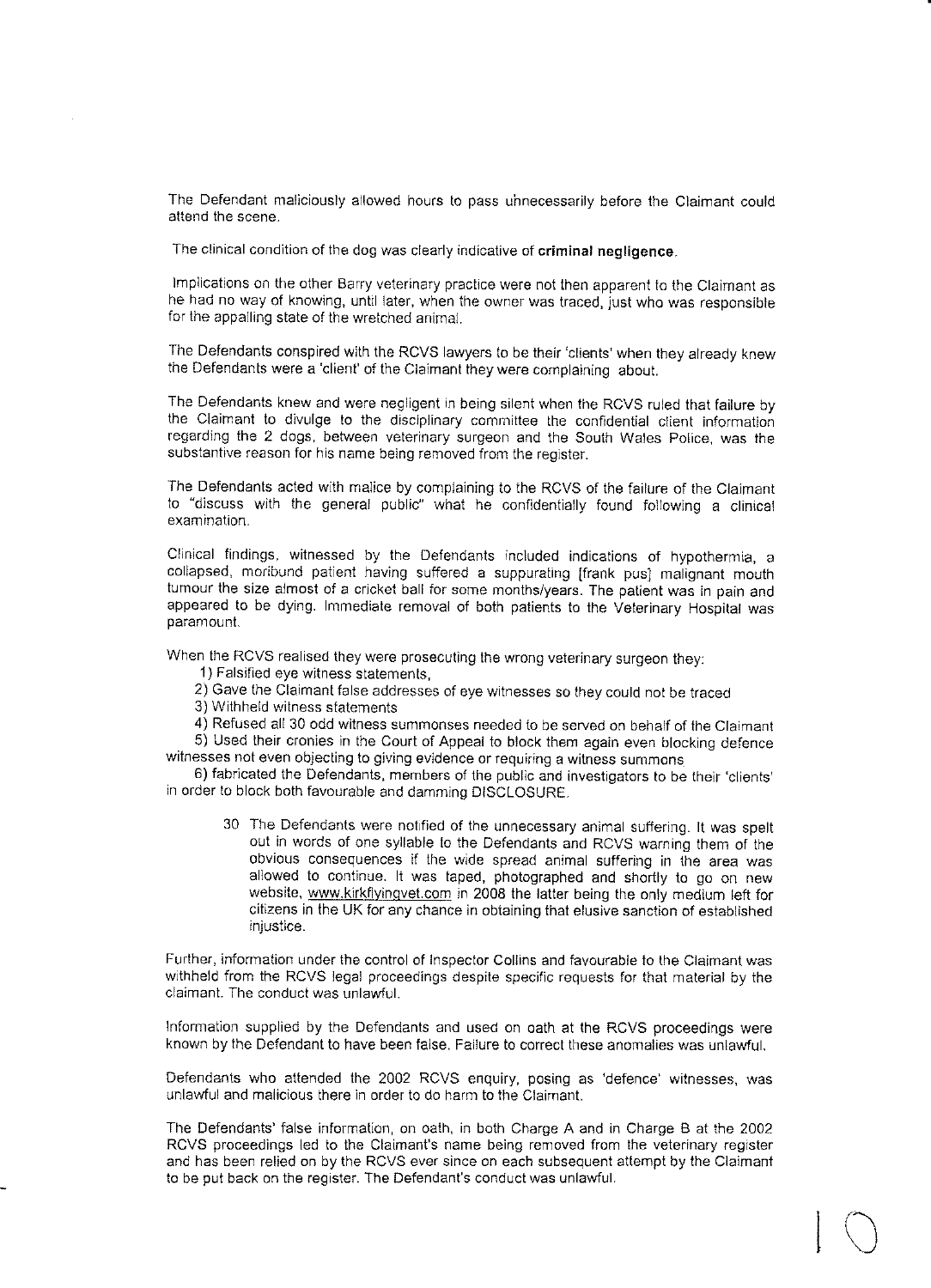The Defendant maliciously allowed hours to pass unnecessarily before the Claimant could attend the scene.

The clinical condition of the dog was clearly indicative of **criminal negligence**.

Implications on the other Barry veterinary practice were not then apparent to the Claimant as he had no way of knowing, until later, when the owner was traced, just who was responsible for the appalling state of the wretched animal.

The Defendants conspired with the RCVS lawyers to be their 'clients' when they already knew the Defendants were a 'client' of the Claimant they were complaining about.

The Defendants knew and were negligent in being silent when the RCVS ruled that failure by the Claimant to divulge to the disciplinary committee the confidential client information regarding the 2 dogs, between veterinary surgeon and the South Wales Police, was the substantive reason for his name being removed from the register.

The Defendants acted with malice by complaining to the RCVS of the failure of the Claimant to "discuss with the general public" what he confidentially found following a clinical examination.

Clinical findings, witnessed by the Defendants included indications of hypothermia, a collapsed, moribund patient having suffered a suppurating [frank pus] malignant mouth tumour the size almost of a cricket ball for some months/years. The patient was in pain and appeared to be dying. Immediate removal of both patients to the Veterinary Hospital was paramount.

When the RCVS realised they were prosecuting the wrong veterinary surgeon they:

1) Falsified eye witness statements,
2) Gave the Claimant false addresses of eye witnesses so they could not be traced
3) Withheld witness statements
4) Refused all 30 odd witness summonses needed to be served on behalf of the Claimant
5) Used their cronies in the Court of Appeal to block them again even blocking defence witnesses not even objecting to giving evidence or requiring a witness summons
6) fabricated the Defendants, members of the public and investigators to be their 'clients' in order to block both favourable and damming DISCLOSURE.

30 The Defendants were notified of the unnecessary animal suffering. It was spelt out in words of one syllable to the Defendants and RCVS warning them of the obvious consequences if the wide spread animal suffering in the area was allowed to continue. It was taped, photographed and shortly to go on new website, www.kirkflyingvet.com in 2008 the latter being the only medium left for citizens in the UK for any chance in obtaining that elusive sanction of established injustice.

Further, information under the control of Inspector Collins and favourable to the Claimant was withheld from the RCVS legal proceedings despite specific requests for that material by the claimant. The conduct was unlawful.

Information supplied by the Defendants and used on oath at the RCVS proceedings were known by the Defendant to have been false. Failure to correct these anomalies was unlawful.

Defendants who attended the 2002 RCVS enquiry, posing as 'defence' witnesses, was unlawful and malicious there in order to do harm to the Claimant.

The Defendants' false information, on oath, in both Charge A and in Charge B at the 2002 RCVS proceedings led to the Claimant's name being removed from the veterinary register and has been relied on by the RCVS ever since on each subsequent attempt by the Claimant to be put back on the register. The Defendant's conduct was unlawful.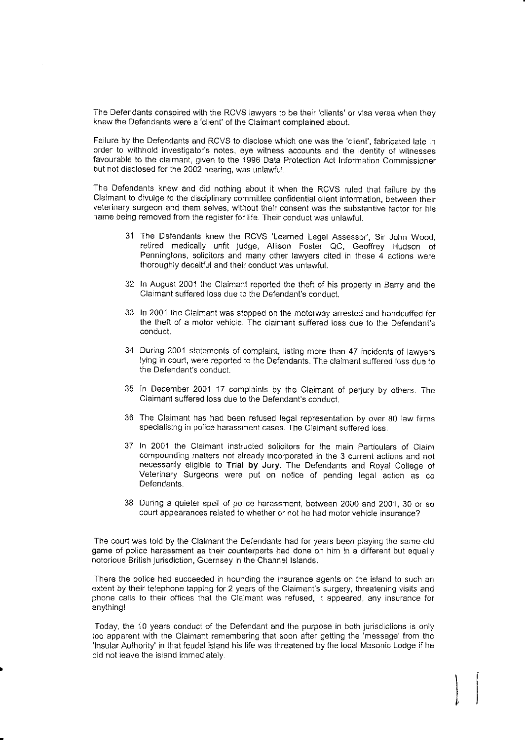The Defendants conspired with the RCVS lawyers to be their 'clients' or visa versa when they knew the Defendants were a 'client' of the Claimant complained about.

Failure by the Defendants and RCVS to disclose which one was the 'client', fabricated late in order to withhold investigator's notes, eye witness accounts and the identity of witnesses favourable to the claimant, given to the 1996 Data Protection Act Information Commissioner but not disclosed for the 2002 hearing, was unlawful.

The Defendants knew and did nothing about it when the RCVS ruled that failure by the Claimant to divulge to the disciplinary committee confidential client information, between their veterinary surgeon and them selves, without their consent was the substantive factor for his name being removed from the register for life. Their conduct was unlawful.

31 The Defendants knew the RCVS 'Learned Legal Assessor', Sir John Wood, retired medically unfit judge, Allison Foster QC, Geoffrey Hudson of Penningtons, solicitors and many other lawyers cited in these 4 actions were thoroughly deceitful and their conduct was unlawful.

32 In August 2001 the Claimant reported the theft of his property in Barry and the Claimant suffered loss due to the Defendant's conduct.

33 In 2001 the Claimant was stopped on the motorway arrested and handcuffed for the theft of a motor vehicle. The claimant suffered loss due to the Defendant's conduct.

34 During 2001 statements of complaint, listing more than 47 incidents of lawyers lying in court, were reported to the Defendants. The claimant suffered loss due to the Defendant's conduct.

35 In December 2001 17 complaints by the Claimant of perjury by others. The Claimant suffered loss due to the Defendant's conduct.

36 The Claimant has had been refused legal representation by over 80 law firms specialising in police harassment cases. The Claimant suffered loss.

37 In 2001 the Claimant instructed solicitors for the main Particulars of Claim compounding matters not already incorporated in the 3 current actions and not necessarily eligible to **Trial by Jury**. The Defendants and Royal College of Veterinary Surgeons were put on notice of pending legal action as co Defendants.

38 During a quieter spell of police harassment, between 2000 and 2001, 30 or so court appearances related to whether or not he had motor vehicle insurance?

The court was told by the Claimant the Defendants had for years been playing the same old game of police harassment as their counterparts had done on him in a different but equally notorious British jurisdiction, Guernsey in the Channel Islands.

There the police had succeeded in hounding the insurance agents on the island to such an extent by their telephone tapping for 2 years of the Claimant's surgery, threatening visits and phone calls to their offices that the Claimant was refused, it appeared, any insurance for anything!

Today, the 10 years conduct of the Defendant and the purpose in both jurisdictions is only too apparent with the Claimant remembering that soon after getting the 'message' from the 'Insular Authority' in that feudal island his life was threatened by the local Masonic Lodge if he did not leave the island immediately.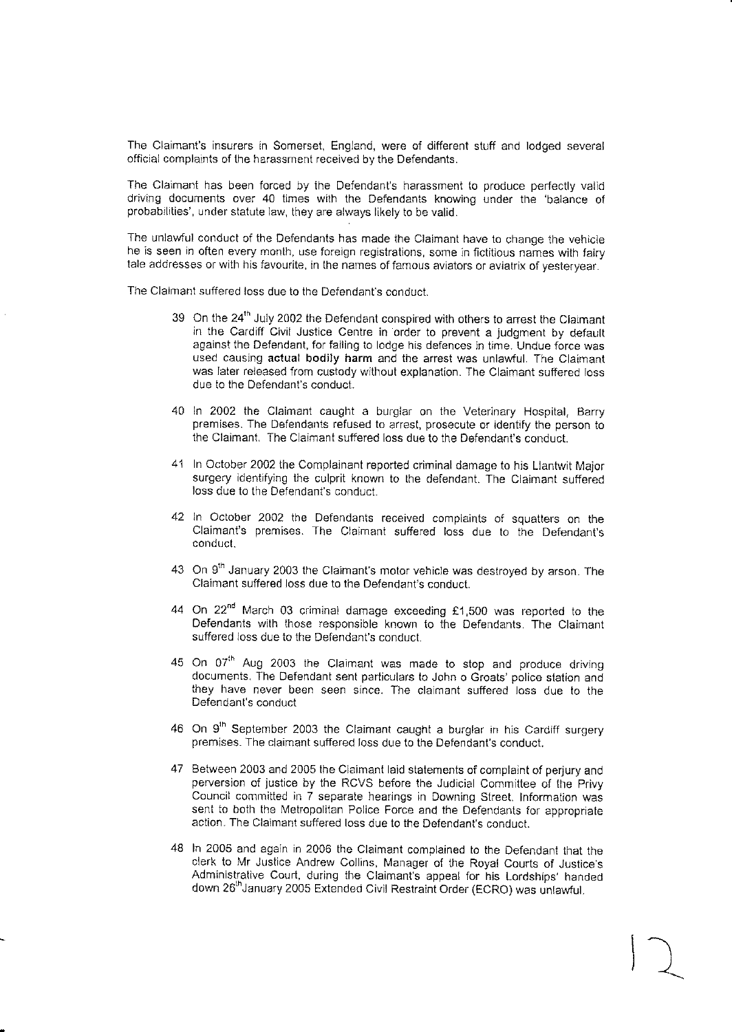The Claimant's insurers in Somerset, England, were of different stuff and lodged several official complaints of the harassment received by the Defendants.

The Claimant has been forced by the Defendant's harassment to produce perfectly valid driving documents over 40 times with the Defendants knowing under the 'balance of probabilities', under statute law, they are always likely to be valid.

The unlawful conduct of the Defendants has made the Claimant have to change the vehicle he is seen in often every month, use foreign registrations, some in fictitious names with fairy tale addresses or with his favourite, in the names of famous aviators or aviatrix of yesteryear.

The Claimant suffered loss due to the Defendant's conduct.

39 On the 24th July 2002 the Defendant conspired with others to arrest the Claimant in the Cardiff Civil Justice Centre in order to prevent a judgment by default against the Defendant, for failing to lodge his defences in time. Undue force was used causing **actual bodily harm** and the arrest was unlawful. The Claimant was later released from custody without explanation. The Claimant suffered loss due to the Defendant's conduct.

40 In 2002 the Claimant caught a burglar on the Veterinary Hospital, Barry premises. The Defendants refused to arrest, prosecute or identify the person to the Claimant. The Claimant suffered loss due to the Defendant's conduct.

41 In October 2002 the Complainant reported criminal damage to his Llantwit Major surgery identifying the culprit known to the defendant. The Claimant suffered loss due to the Defendant's conduct.

42 In October 2002 the Defendants received complaints of squatters on the Claimant's premises. The Claimant suffered loss due to the Defendant's conduct.

43 On 9th January 2003 the Claimant's motor vehicle was destroyed by arson. The Claimant suffered loss due to the Defendant's conduct.

44 On 22nd March 03 criminal damage exceeding £1,500 was reported to the Defendants with those responsible known to the Defendants. The Claimant suffered loss due to the Defendant's conduct.

45 On 07th Aug 2003 the Claimant was made to stop and produce driving documents. The Defendant sent particulars to John o Groats' police station and they have never been seen since. The claimant suffered loss due to the Defendant's conduct

46 On 9th September 2003 the Claimant caught a burglar in his Cardiff surgery premises. The claimant suffered loss due to the Defendant's conduct.

47 Between 2003 and 2005 the Claimant laid statements of complaint of perjury and perversion of justice by the RCVS before the Judicial Committee of the Privy Council committed in 7 separate hearings in Downing Street. Information was sent to both the Metropolitan Police Force and the Defendants for appropriate action. The Claimant suffered loss due to the Defendant's conduct.

48 In 2005 and again in 2006 the Claimant complained to the Defendant that the clerk to Mr Justice Andrew Collins, Manager of the Royal Courts of Justice's Administrative Court, during the Claimant's appeal for his Lordships' handed down 26th January 2005 Extended Civil Restraint Order (ECRO) was unlawful.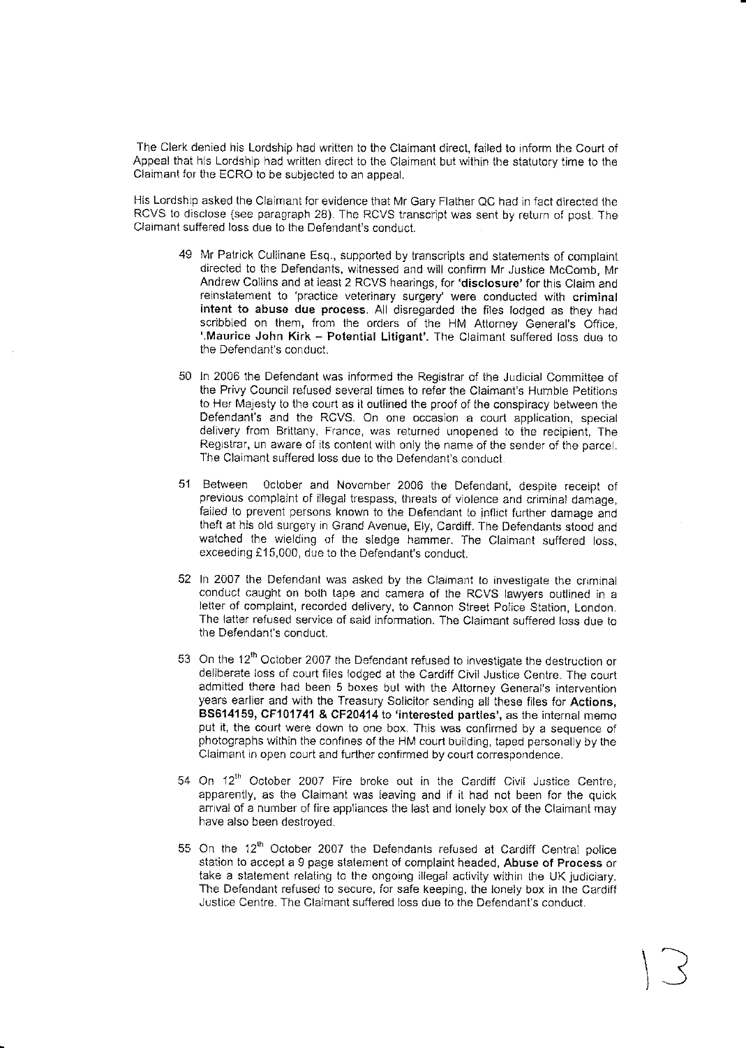The Clerk denied his Lordship had written to the Claimant direct, failed to inform the Court of Appeal that his Lordship had written direct to the Claimant but within the statutory time to the Claimant for the ECRO to be subjected to an appeal.

His Lordship asked the Claimant for evidence that Mr Gary Flather QC had in fact directed the RCVS to disclose (see paragraph 28). The RCVS transcript was sent by return of post. The Claimant suffered loss due to the Defendant's conduct.

49 Mr Patrick Cullinane Esq., supported by transcripts and statements of complaint directed to the Defendants, witnessed and will confirm Mr Justice McComb, Mr Andrew Collins and at least 2 RCVS hearings, for **'disclosure'** for this Claim and reinstatement to 'practice veterinary surgery' were conducted with **criminal intent to abuse due process**. All disregarded the files lodged as they had scribbled on them, from the orders of the HM Attorney General's Office, **'.Maurice John Kirk – Potential Litigant'.** The Claimant suffered loss due to the Defendant's conduct.

50 In 2006 the Defendant was informed the Registrar of the Judicial Committee of the Privy Council refused several times to refer the Claimant's Humble Petitions to Her Majesty to the court as it outlined the proof of the conspiracy between the Defendant's and the RCVS. On one occasion a court application, special delivery from Brittany, France, was returned unopened to the recipient, The Registrar, un aware of its content with only the name of the sender of the parcel. The Claimant suffered loss due to the Defendant's conduct.

51 Between October and November 2006 the Defendant, despite receipt of previous complaint of illegal trespass, threats of violence and criminal damage, failed to prevent persons known to the Defendant to inflict further damage and theft at his old surgery in Grand Avenue, Ely, Cardiff. The Defendants stood and watched the wielding of the sledge hammer. The Claimant suffered loss, exceeding £15,000, due to the Defendant's conduct.

52 In 2007 the Defendant was asked by the Claimant to investigate the criminal conduct caught on both tape and camera of the RCVS lawyers outlined in a letter of complaint, recorded delivery, to Cannon Street Police Station, London. The latter refused service of said information. The Claimant suffered loss due to the Defendant's conduct.

53 On the 12[th] October 2007 the Defendant refused to investigate the destruction or deliberate loss of court files lodged at the Cardiff Civil Justice Centre. The court admitted there had been 5 boxes but with the Attorney General's intervention years earlier and with the Treasury Solicitor sending all these files for **Actions, BS614159, CF101741 & CF20414** to **'interested parties'**, as the internal memo put it, the court were down to one box. This was confirmed by a sequence of photographs within the confines of the HM court building, taped personally by the Claimant in open court and further confirmed by court correspondence.

54 On 12[th] October 2007 Fire broke out in the Cardiff Civil Justice Centre, apparently, as the Claimant was leaving and if it had not been for the quick arrival of a number of fire appliances the last and lonely box of the Claimant may have also been destroyed.

55 On the 12[th] October 2007 the Defendants refused at Cardiff Central police station to accept a 9 page statement of complaint headed, **Abuse of Process** or take a statement relating to the ongoing illegal activity within the UK judiciary. The Defendant refused to secure, for safe keeping, the lonely box in the Cardiff Justice Centre. The Claimant suffered loss due to the Defendant's conduct.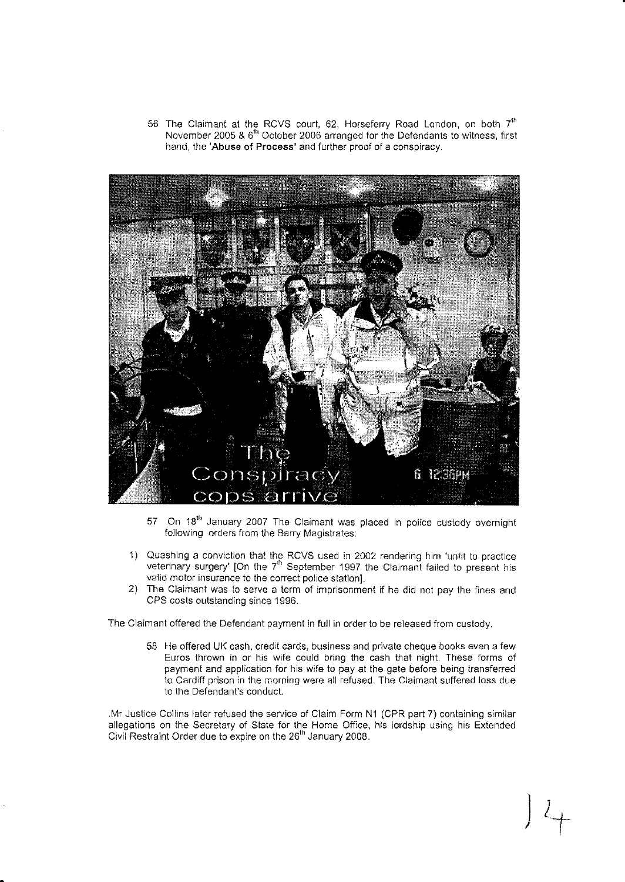56 The Claimant at the RCVS court, 62, Horseferry Road London, on both 7th November 2005 & 6th October 2006 arranged for the Defendants to witness, first hand, the '**Abuse of Process**' and further proof of a conspiracy.

57 On 18th January 2007 The Claimant was placed in police custody overnight following orders from the Barry Magistrates:

1) Quashing a conviction that the RCVS used in 2002 rendering him 'unfit to practice veterinary surgery' [On the 7th September 1997 the Claimant failed to present his valid motor insurance to the correct police station].
2) The Claimant was to serve a term of imprisonment if he did not pay the fines and CPS costs outstanding since 1996.

The Claimant offered the Defendant payment in full in order to be released from custody.

58 He offered UK cash, credit cards, business and private cheque books even a few Euros thrown in or his wife could bring the cash that night. These forms of payment and application for his wife to pay at the gate before being transferred to Cardiff prison in the morning were all refused. The Claimant suffered loss due to the Defendant's conduct.

.Mr Justice Collins later refused the service of Claim Form N1 (CPR part 7) containing similar allegations on the Secretary of State for the Home Office, his lordship using his Extended Civil Restraint Order due to expire on the 26th January 2008.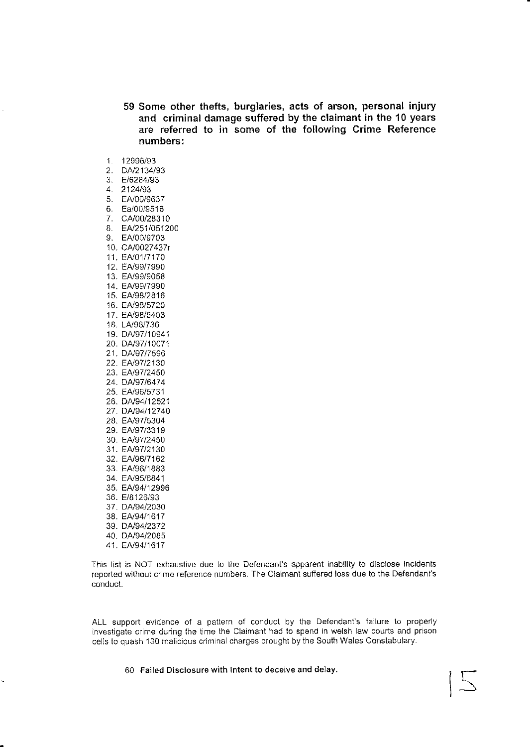**59 Some other thefts, burglaries, acts of arson, personal injury and criminal damage suffered by the claimant in the 10 years are referred to in some of the following Crime Reference numbers:**

1. 12996/93
2. DA/2134/93
3. E/6284/93
4. 2124/93
5. EA/00/9637
6. Ea/00/9516
7. CA/00/28310
8. EA/251/051200
9. EA/00/9703
10. CA/0027437r
11. EA/01/7170
12. EA/99/7990
13. EA/99/9058
14. EA/99/7990
15. EA/98/2816
16. EA/98/5720
17. EA/98/5403
18. LA/98/736
19. DA/97/10941
20. DA/97/10071
21. DA/97/7596
22. EA/97/2130
23. EA/97/2450
24. DA/97/6474
25. EA/96/5731
26. DA/94/12521
27. DA/94/12740
28. EA/97/5304
29. EA/97/3319
30. EA/97/2450
31. EA/97/2130
32. EA/96/7162
33. EA/96/1883
34. EA/95/6841
35. EA/94/12996
36. E/6126/93
37. DA/94/2030
38. EA/94/1617
39. DA/94/2372
40. DA/94/2085
41. EA/94/1617

This list is NOT exhaustive due to the Defendant's apparent inability to disclose incidents reported without crime reference numbers. The Claimant suffered loss due to the Defendant's conduct.

ALL support evidence of a pattern of conduct by the Defendant's failure to properly investigate crime during the time the Claimant had to spend in welsh law courts and prison cells to quash 130 malicious criminal charges brought by the South Wales Constabulary.

**60 Failed Disclosure with intent to deceive and delay.**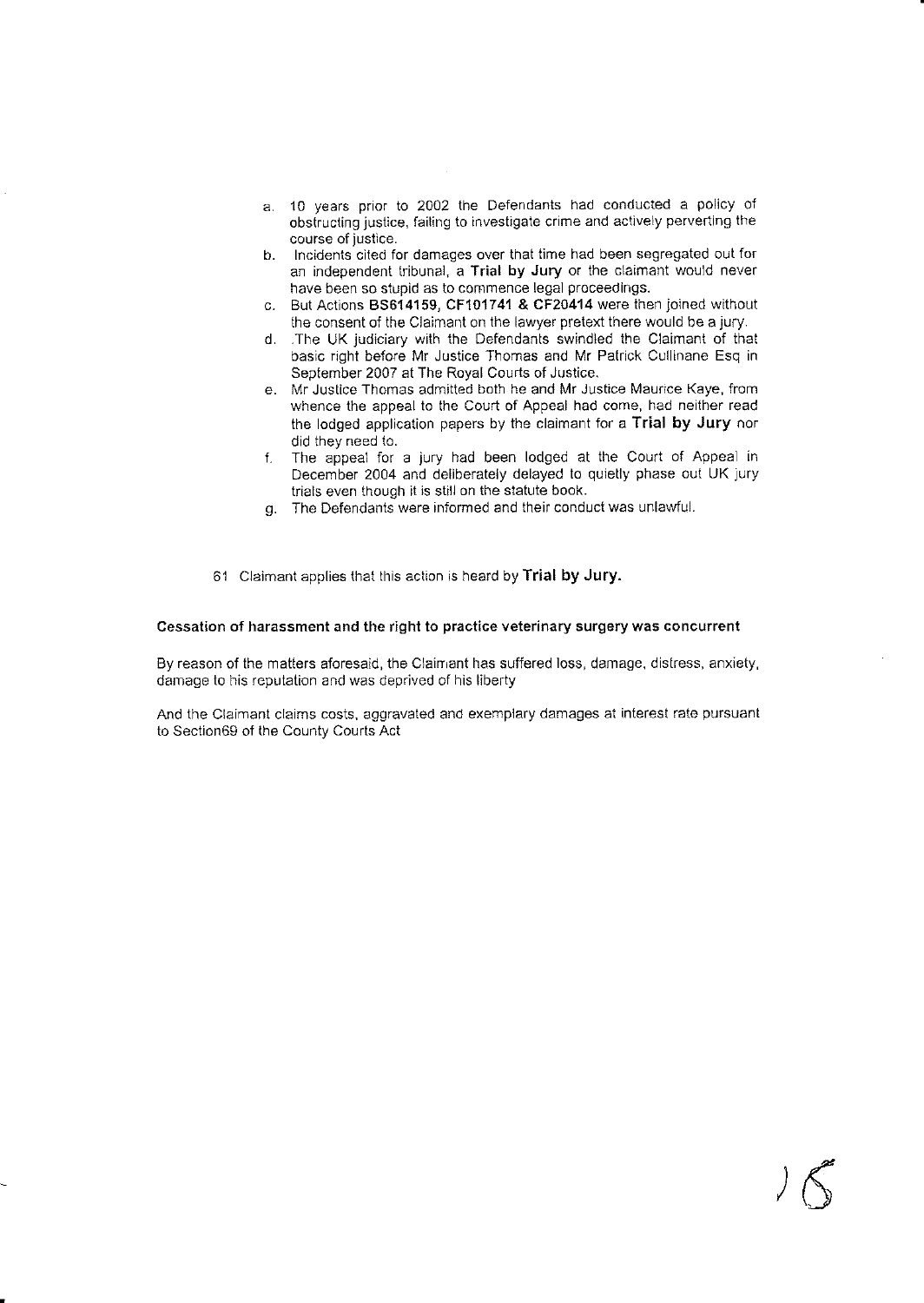a. 10 years prior to 2002 the Defendants had conducted a policy of obstructing justice, failing to investigate crime and actively perverting the course of justice.
b. Incidents cited for damages over that time had been segregated out for an independent tribunal, a **Trial by Jury** or the claimant would never have been so stupid as to commence legal proceedings.
c. But Actions **BS614159, CF101741 & CF20414** were then joined without the consent of the Claimant on the lawyer pretext there would be a jury.
d. .The UK judiciary with the Defendants swindled the Claimant of that basic right before Mr Justice Thomas and Mr Patrick Cullinane Esq in September 2007 at The Royal Courts of Justice.
e. Mr Justice Thomas admitted both he and Mr Justice Maurice Kaye, from whence the appeal to the Court of Appeal had come, had neither read the lodged application papers by the claimant for a **Trial by Jury** nor did they need to.
f. The appeal for a jury had been lodged at the Court of Appeal in December 2004 and deliberately delayed to quietly phase out UK jury trials even though it is still on the statute book.
g. The Defendants were informed and their conduct was unlawful.

61 Claimant applies that this action is heard by **Trial by Jury.**

**Cessation of harassment and the right to practice veterinary surgery was concurrent**

By reason of the matters aforesaid, the Claimant has suffered loss, damage, distress, anxiety, damage to his reputation and was deprived of his liberty

And the Claimant claims costs, aggravated and exemplary damages at interest rate pursuant to Section69 of the County Courts Act